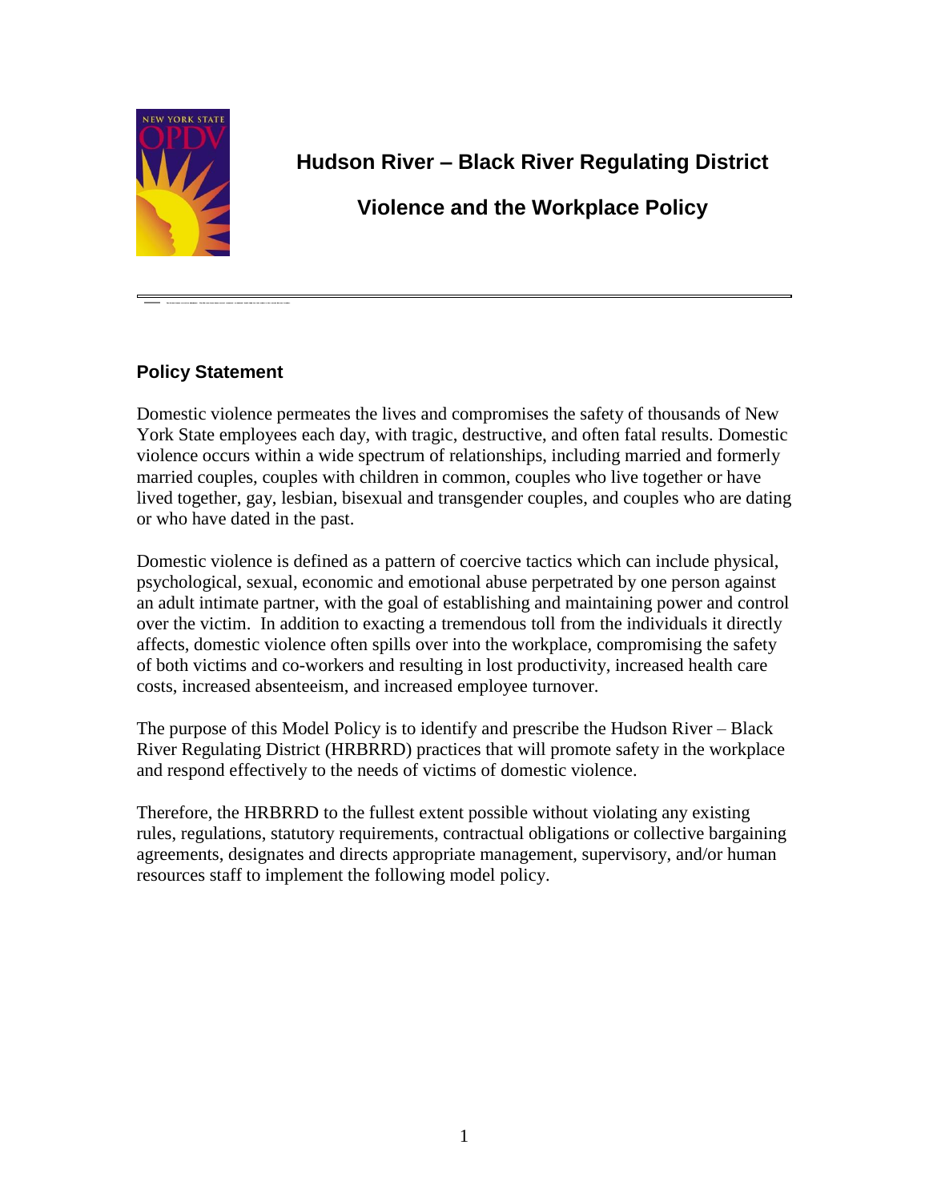# Hudson River – Black River Regulating District

# Violence and the Workplace Policy

## Policy Statement

Domestic violence permeates the lives and compromises the safety of thousands of New York State employees each day, with tragic, destructive, and often fatal results. Domestic violence occurs within a wide spectrum of relationships, including married and formerly married couples, couples with children in common, couples who live together or have lived together, gay, lesbian, bisexual and transgender couples, and couples who are dating or who have dated in the past.

Domestic violence is defined as a pattern of coercive tactics which can include physical, psychological, sexual, economic and emotional abuse perpetrated by one person against an adult intimate partner, with the goal of establishing and maintaining power and control over the victim. In addition to exacting a tremendous toll from the individuals it directly affects, domestic violence often spills over into the workplace, compromising the safety of both victims and co-workers and resulting in lost productivity, increased health care costs, increased absenteeism, and increased employee turnover.

The purpose of this Model Policy is to identify and prescribe the Hudson River – Black River Regulating District (HRBRRD) practices that will promote safety in the workplace and respond effectively to the needs of victims of domestic violence.

Therefore, the HRBRRD to the fullest extent possible without violating any existing rules, regulations, statutory requirements, contractual obligations or collective bargaining agreements, designates and directs appropriate management, supervisory, and/or human resources staff to implement the following model policy.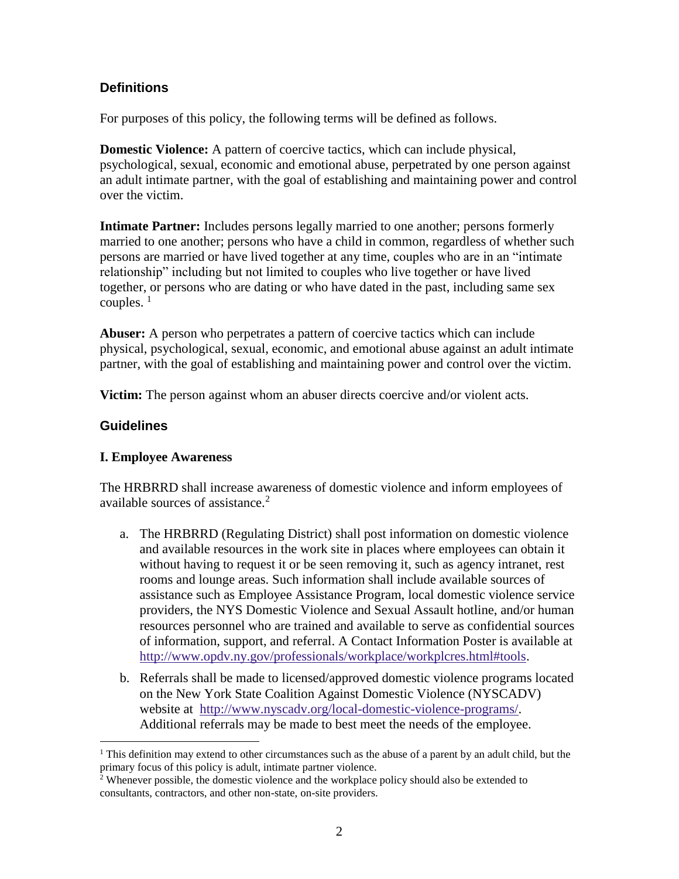## Definitions

For purposes of this policy, the following terms will be defined as follows.

**Domestic Violence:** A pattern of coercive tactics, which can include physical, psychological, sexual, economic and emotional abuse, perpetrated by one person against an adult intimate partner, with the goal of establishing and maintaining power and control over the victim.

**Intimate Partner:** Includes persons legally married to one another; persons formerly married to one another; persons who have a child in common, regardless of whether such persons are married or have lived together at any time, couples who are in an "intimate relationship" including but not limited to couples who live together or have lived together, or persons who are dating or who have dated in the past, including same sex couples. [1]

**Abuser:** A person who perpetrates a pattern of coercive tactics which can include physical, psychological, sexual, economic, and emotional abuse against an adult intimate partner, with the goal of establishing and maintaining power and control over the victim.

**Victim:** The person against whom an abuser directs coercive and/or violent acts.

## Guidelines

### I. Employee Awareness

The HRBRRD shall increase awareness of domestic violence and inform employees of available sources of assistance.[2]

a. The HRBRRD (Regulating District) shall post information on domestic violence and available resources in the work site in places where employees can obtain it without having to request it or be seen removing it, such as agency intranet, rest rooms and lounge areas. Such information shall include available sources of assistance such as Employee Assistance Program, local domestic violence service providers, the NYS Domestic Violence and Sexual Assault hotline, and/or human resources personnel who are trained and available to serve as confidential sources of information, support, and referral. A Contact Information Poster is available at http://www.opdv.ny.gov/professionals/workplace/workplcres.html#tools.

b. Referrals shall be made to licensed/approved domestic violence programs located on the New York State Coalition Against Domestic Violence (NYSCADV) website at http://www.nyscadv.org/local-domestic-violence-programs/. Additional referrals may be made to best meet the needs of the employee.

---

[1] This definition may extend to other circumstances such as the abuse of a parent by an adult child, but the primary focus of this policy is adult, intimate partner violence.

[2] Whenever possible, the domestic violence and the workplace policy should also be extended to consultants, contractors, and other non-state, on-site providers.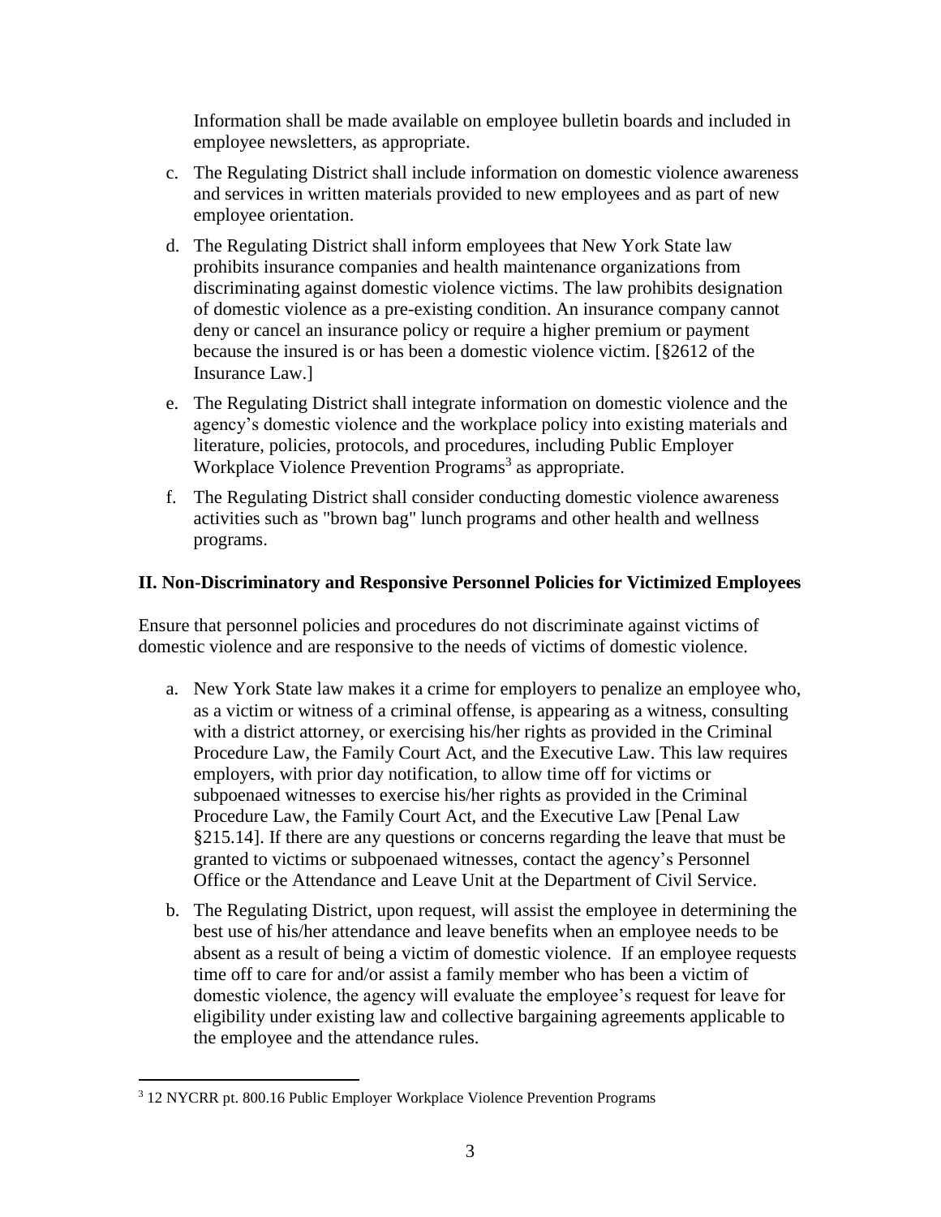Information shall be made available on employee bulletin boards and included in employee newsletters, as appropriate.

c. The Regulating District shall include information on domestic violence awareness and services in written materials provided to new employees and as part of new employee orientation.

d. The Regulating District shall inform employees that New York State law prohibits insurance companies and health maintenance organizations from discriminating against domestic violence victims. The law prohibits designation of domestic violence as a pre-existing condition. An insurance company cannot deny or cancel an insurance policy or require a higher premium or payment because the insured is or has been a domestic violence victim. [§2612 of the Insurance Law.]

e. The Regulating District shall integrate information on domestic violence and the agency's domestic violence and the workplace policy into existing materials and literature, policies, protocols, and procedures, including Public Employer Workplace Violence Prevention Programs[3] as appropriate.

f. The Regulating District shall consider conducting domestic violence awareness activities such as "brown bag" lunch programs and other health and wellness programs.

## II. Non-Discriminatory and Responsive Personnel Policies for Victimized Employees

Ensure that personnel policies and procedures do not discriminate against victims of domestic violence and are responsive to the needs of victims of domestic violence.

a. New York State law makes it a crime for employers to penalize an employee who, as a victim or witness of a criminal offense, is appearing as a witness, consulting with a district attorney, or exercising his/her rights as provided in the Criminal Procedure Law, the Family Court Act, and the Executive Law. This law requires employers, with prior day notification, to allow time off for victims or subpoenaed witnesses to exercise his/her rights as provided in the Criminal Procedure Law, the Family Court Act, and the Executive Law [Penal Law §215.14]. If there are any questions or concerns regarding the leave that must be granted to victims or subpoenaed witnesses, contact the agency's Personnel Office or the Attendance and Leave Unit at the Department of Civil Service.

b. The Regulating District, upon request, will assist the employee in determining the best use of his/her attendance and leave benefits when an employee needs to be absent as a result of being a victim of domestic violence. If an employee requests time off to care for and/or assist a family member who has been a victim of domestic violence, the agency will evaluate the employee's request for leave for eligibility under existing law and collective bargaining agreements applicable to the employee and the attendance rules.

---

[3] 12 NYCRR pt. 800.16 Public Employer Workplace Violence Prevention Programs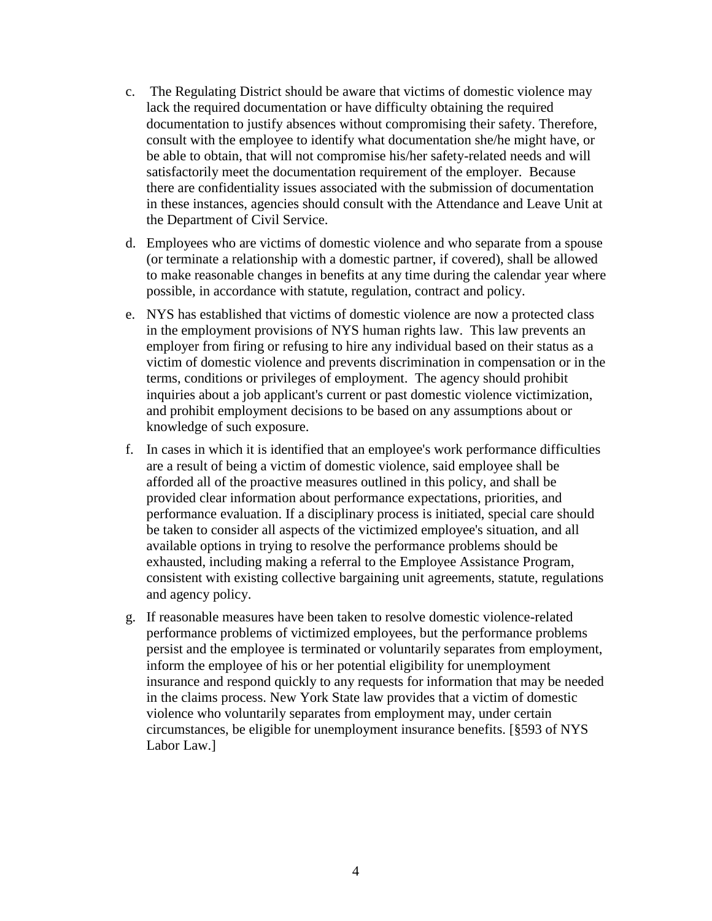c. The Regulating District should be aware that victims of domestic violence may lack the required documentation or have difficulty obtaining the required documentation to justify absences without compromising their safety. Therefore, consult with the employee to identify what documentation she/he might have, or be able to obtain, that will not compromise his/her safety-related needs and will satisfactorily meet the documentation requirement of the employer. Because there are confidentiality issues associated with the submission of documentation in these instances, agencies should consult with the Attendance and Leave Unit at the Department of Civil Service.

d. Employees who are victims of domestic violence and who separate from a spouse (or terminate a relationship with a domestic partner, if covered), shall be allowed to make reasonable changes in benefits at any time during the calendar year where possible, in accordance with statute, regulation, contract and policy.

e. NYS has established that victims of domestic violence are now a protected class in the employment provisions of NYS human rights law. This law prevents an employer from firing or refusing to hire any individual based on their status as a victim of domestic violence and prevents discrimination in compensation or in the terms, conditions or privileges of employment. The agency should prohibit inquiries about a job applicant's current or past domestic violence victimization, and prohibit employment decisions to be based on any assumptions about or knowledge of such exposure.

f. In cases in which it is identified that an employee's work performance difficulties are a result of being a victim of domestic violence, said employee shall be afforded all of the proactive measures outlined in this policy, and shall be provided clear information about performance expectations, priorities, and performance evaluation. If a disciplinary process is initiated, special care should be taken to consider all aspects of the victimized employee's situation, and all available options in trying to resolve the performance problems should be exhausted, including making a referral to the Employee Assistance Program, consistent with existing collective bargaining unit agreements, statute, regulations and agency policy.

g. If reasonable measures have been taken to resolve domestic violence-related performance problems of victimized employees, but the performance problems persist and the employee is terminated or voluntarily separates from employment, inform the employee of his or her potential eligibility for unemployment insurance and respond quickly to any requests for information that may be needed in the claims process. New York State law provides that a victim of domestic violence who voluntarily separates from employment may, under certain circumstances, be eligible for unemployment insurance benefits. [§593 of NYS Labor Law.]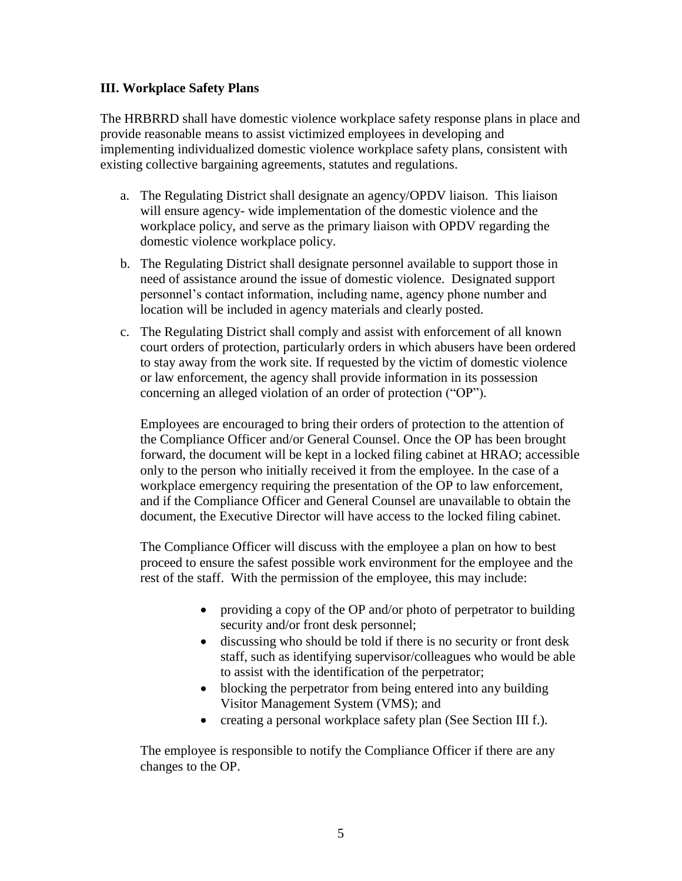### III. Workplace Safety Plans

The HRBRRD shall have domestic violence workplace safety response plans in place and provide reasonable means to assist victimized employees in developing and implementing individualized domestic violence workplace safety plans, consistent with existing collective bargaining agreements, statutes and regulations.

a. The Regulating District shall designate an agency/OPDV liaison. This liaison will ensure agency- wide implementation of the domestic violence and the workplace policy, and serve as the primary liaison with OPDV regarding the domestic violence workplace policy.

b. The Regulating District shall designate personnel available to support those in need of assistance around the issue of domestic violence. Designated support personnel's contact information, including name, agency phone number and location will be included in agency materials and clearly posted.

c. The Regulating District shall comply and assist with enforcement of all known court orders of protection, particularly orders in which abusers have been ordered to stay away from the work site. If requested by the victim of domestic violence or law enforcement, the agency shall provide information in its possession concerning an alleged violation of an order of protection ("OP").

   Employees are encouraged to bring their orders of protection to the attention of the Compliance Officer and/or General Counsel. Once the OP has been brought forward, the document will be kept in a locked filing cabinet at HRAO; accessible only to the person who initially received it from the employee. In the case of a workplace emergency requiring the presentation of the OP to law enforcement, and if the Compliance Officer and General Counsel are unavailable to obtain the document, the Executive Director will have access to the locked filing cabinet.

   The Compliance Officer will discuss with the employee a plan on how to best proceed to ensure the safest possible work environment for the employee and the rest of the staff. With the permission of the employee, this may include:

   - providing a copy of the OP and/or photo of perpetrator to building security and/or front desk personnel;
   - discussing who should be told if there is no security or front desk staff, such as identifying supervisor/colleagues who would be able to assist with the identification of the perpetrator;
   - blocking the perpetrator from being entered into any building Visitor Management System (VMS); and
   - creating a personal workplace safety plan (See Section III f.).

   The employee is responsible to notify the Compliance Officer if there are any changes to the OP.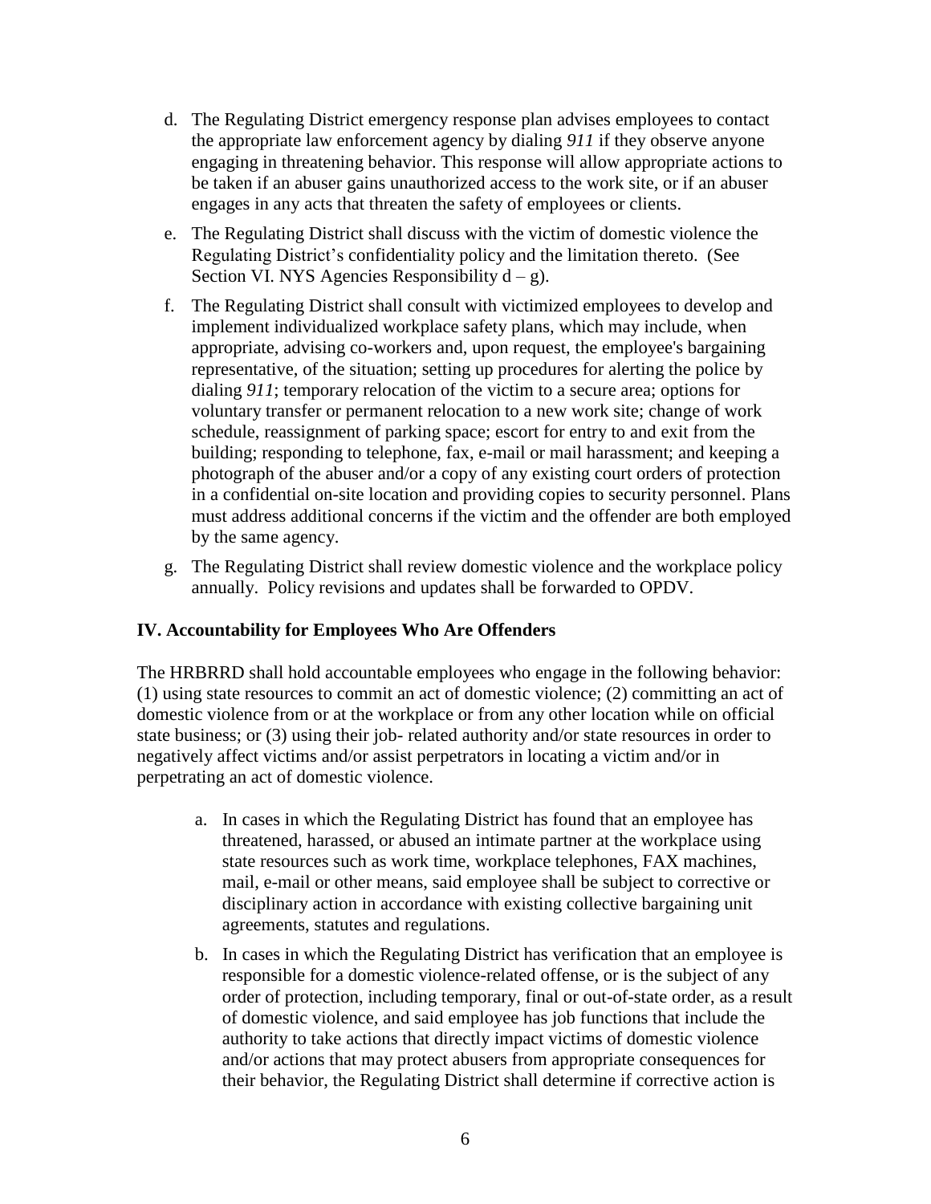d. The Regulating District emergency response plan advises employees to contact the appropriate law enforcement agency by dialing *911* if they observe anyone engaging in threatening behavior. This response will allow appropriate actions to be taken if an abuser gains unauthorized access to the work site, or if an abuser engages in any acts that threaten the safety of employees or clients.

e. The Regulating District shall discuss with the victim of domestic violence the Regulating District's confidentiality policy and the limitation thereto. (See Section VI. NYS Agencies Responsibility d – g).

f. The Regulating District shall consult with victimized employees to develop and implement individualized workplace safety plans, which may include, when appropriate, advising co-workers and, upon request, the employee's bargaining representative, of the situation; setting up procedures for alerting the police by dialing *911*; temporary relocation of the victim to a secure area; options for voluntary transfer or permanent relocation to a new work site; change of work schedule, reassignment of parking space; escort for entry to and exit from the building; responding to telephone, fax, e-mail or mail harassment; and keeping a photograph of the abuser and/or a copy of any existing court orders of protection in a confidential on-site location and providing copies to security personnel. Plans must address additional concerns if the victim and the offender are both employed by the same agency.

g. The Regulating District shall review domestic violence and the workplace policy annually. Policy revisions and updates shall be forwarded to OPDV.

**IV. Accountability for Employees Who Are Offenders**

The HRBRRD shall hold accountable employees who engage in the following behavior: (1) using state resources to commit an act of domestic violence; (2) committing an act of domestic violence from or at the workplace or from any other location while on official state business; or (3) using their job- related authority and/or state resources in order to negatively affect victims and/or assist perpetrators in locating a victim and/or in perpetrating an act of domestic violence.

a. In cases in which the Regulating District has found that an employee has threatened, harassed, or abused an intimate partner at the workplace using state resources such as work time, workplace telephones, FAX machines, mail, e-mail or other means, said employee shall be subject to corrective or disciplinary action in accordance with existing collective bargaining unit agreements, statutes and regulations.

b. In cases in which the Regulating District has verification that an employee is responsible for a domestic violence-related offense, or is the subject of any order of protection, including temporary, final or out-of-state order, as a result of domestic violence, and said employee has job functions that include the authority to take actions that directly impact victims of domestic violence and/or actions that may protect abusers from appropriate consequences for their behavior, the Regulating District shall determine if corrective action is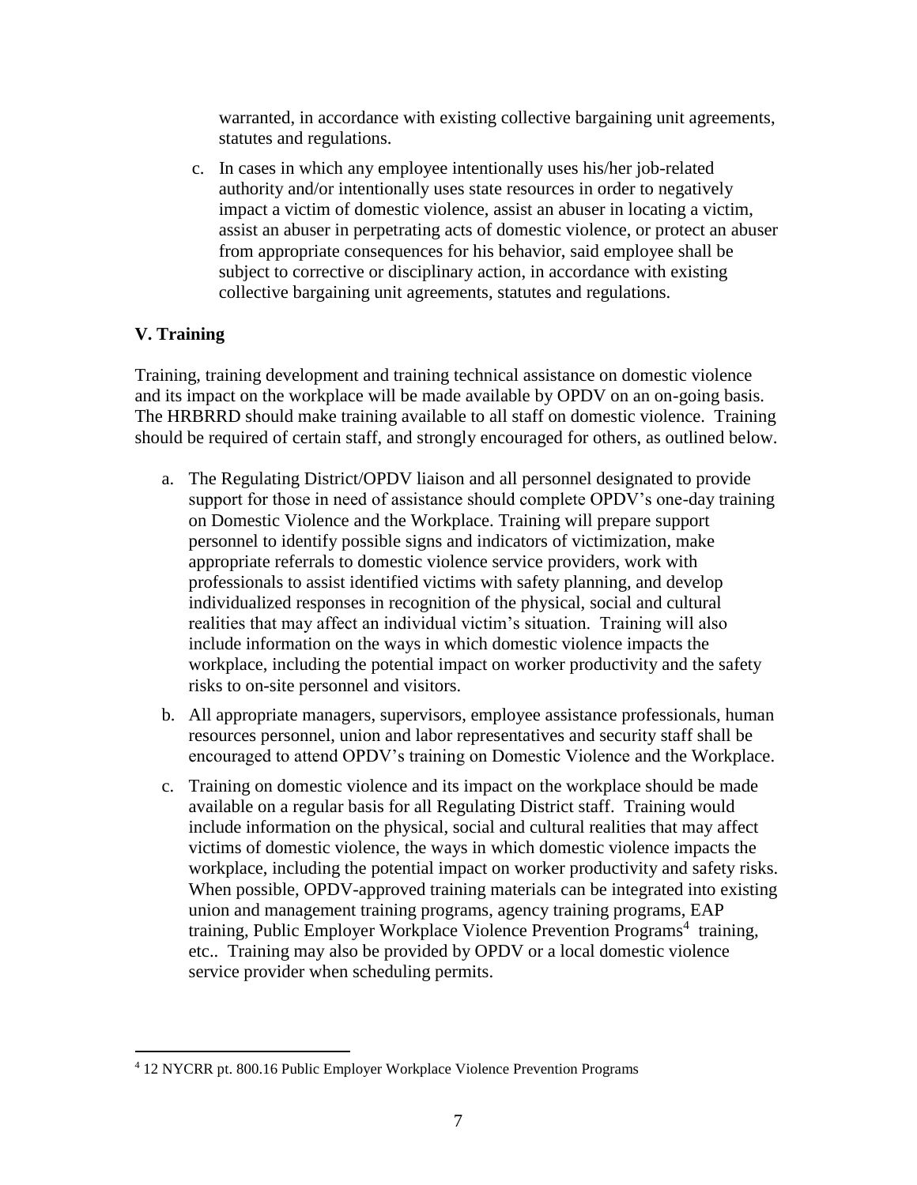warranted, in accordance with existing collective bargaining unit agreements, statutes and regulations.

c. In cases in which any employee intentionally uses his/her job-related authority and/or intentionally uses state resources in order to negatively impact a victim of domestic violence, assist an abuser in locating a victim, assist an abuser in perpetrating acts of domestic violence, or protect an abuser from appropriate consequences for his behavior, said employee shall be subject to corrective or disciplinary action, in accordance with existing collective bargaining unit agreements, statutes and regulations.

## V. Training

Training, training development and training technical assistance on domestic violence and its impact on the workplace will be made available by OPDV on an on-going basis. The HRBRRD should make training available to all staff on domestic violence. Training should be required of certain staff, and strongly encouraged for others, as outlined below.

a. The Regulating District/OPDV liaison and all personnel designated to provide support for those in need of assistance should complete OPDV's one-day training on Domestic Violence and the Workplace. Training will prepare support personnel to identify possible signs and indicators of victimization, make appropriate referrals to domestic violence service providers, work with professionals to assist identified victims with safety planning, and develop individualized responses in recognition of the physical, social and cultural realities that may affect an individual victim's situation. Training will also include information on the ways in which domestic violence impacts the workplace, including the potential impact on worker productivity and the safety risks to on-site personnel and visitors.

b. All appropriate managers, supervisors, employee assistance professionals, human resources personnel, union and labor representatives and security staff shall be encouraged to attend OPDV's training on Domestic Violence and the Workplace.

c. Training on domestic violence and its impact on the workplace should be made available on a regular basis for all Regulating District staff. Training would include information on the physical, social and cultural realities that may affect victims of domestic violence, the ways in which domestic violence impacts the workplace, including the potential impact on worker productivity and safety risks. When possible, OPDV-approved training materials can be integrated into existing union and management training programs, agency training programs, EAP training, Public Employer Workplace Violence Prevention Programs[4] training, etc.. Training may also be provided by OPDV or a local domestic violence service provider when scheduling permits.

[4] 12 NYCRR pt. 800.16 Public Employer Workplace Violence Prevention Programs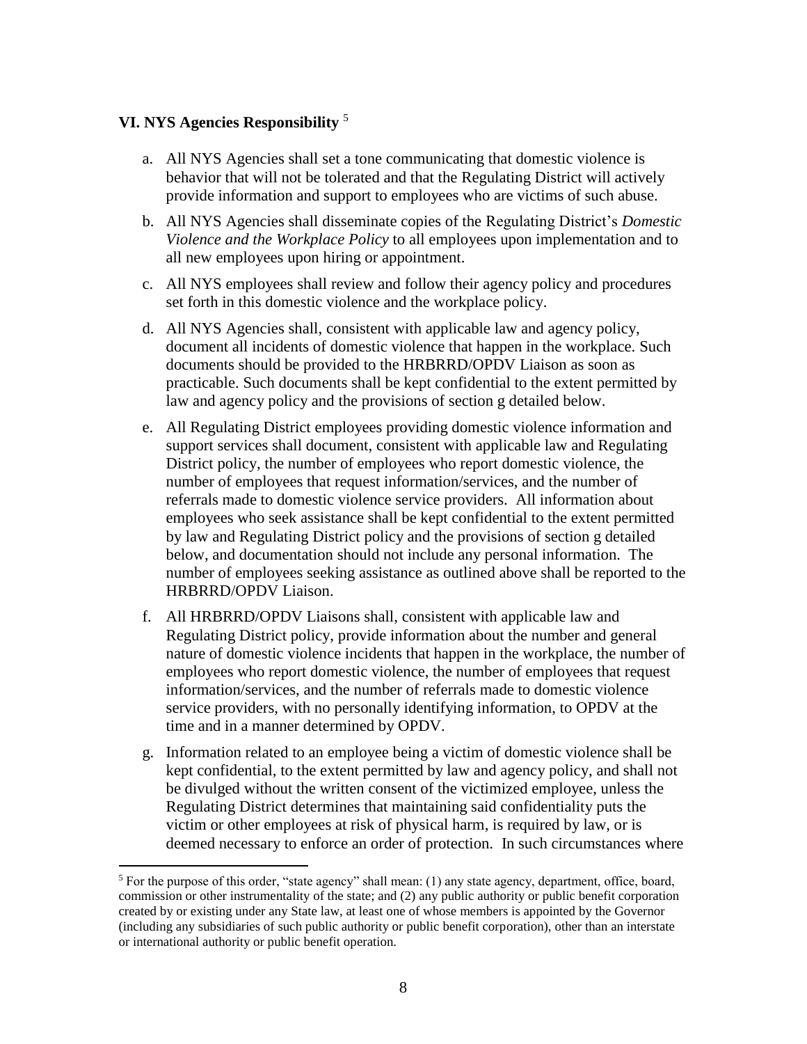### VI. NYS Agencies Responsibility [5]

a. All NYS Agencies shall set a tone communicating that domestic violence is behavior that will not be tolerated and that the Regulating District will actively provide information and support to employees who are victims of such abuse.

b. All NYS Agencies shall disseminate copies of the Regulating District's *Domestic Violence and the Workplace Policy* to all employees upon implementation and to all new employees upon hiring or appointment.

c. All NYS employees shall review and follow their agency policy and procedures set forth in this domestic violence and the workplace policy.

d. All NYS Agencies shall, consistent with applicable law and agency policy, document all incidents of domestic violence that happen in the workplace. Such documents should be provided to the HRBRRD/OPDV Liaison as soon as practicable. Such documents shall be kept confidential to the extent permitted by law and agency policy and the provisions of section g detailed below.

e. All Regulating District employees providing domestic violence information and support services shall document, consistent with applicable law and Regulating District policy, the number of employees who report domestic violence, the number of employees that request information/services, and the number of referrals made to domestic violence service providers. All information about employees who seek assistance shall be kept confidential to the extent permitted by law and Regulating District policy and the provisions of section g detailed below, and documentation should not include any personal information. The number of employees seeking assistance as outlined above shall be reported to the HRBRRD/OPDV Liaison.

f. All HRBRRD/OPDV Liaisons shall, consistent with applicable law and Regulating District policy, provide information about the number and general nature of domestic violence incidents that happen in the workplace, the number of employees who report domestic violence, the number of employees that request information/services, and the number of referrals made to domestic violence service providers, with no personally identifying information, to OPDV at the time and in a manner determined by OPDV.

g. Information related to an employee being a victim of domestic violence shall be kept confidential, to the extent permitted by law and agency policy, and shall not be divulged without the written consent of the victimized employee, unless the Regulating District determines that maintaining said confidentiality puts the victim or other employees at risk of physical harm, is required by law, or is deemed necessary to enforce an order of protection. In such circumstances where

[5] For the purpose of this order, "state agency" shall mean: (1) any state agency, department, office, board, commission or other instrumentality of the state; and (2) any public authority or public benefit corporation created by or existing under any State law, at least one of whose members is appointed by the Governor (including any subsidiaries of such public authority or public benefit corporation), other than an interstate or international authority or public benefit operation.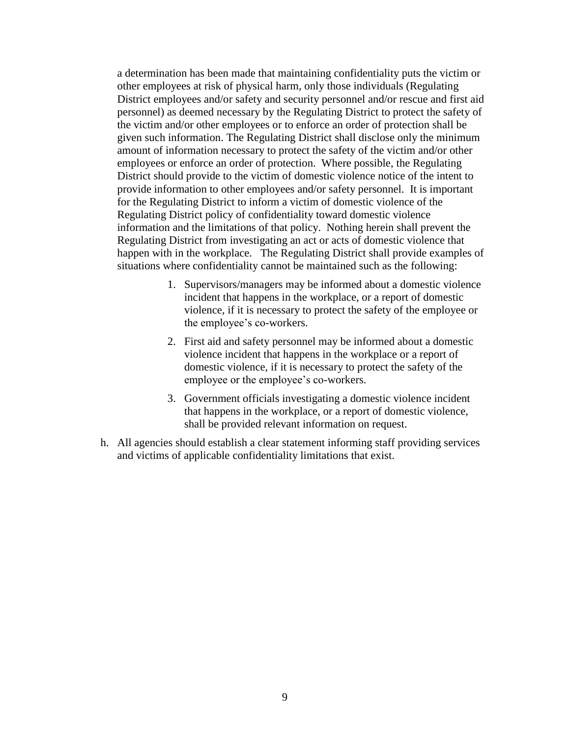a determination has been made that maintaining confidentiality puts the victim or other employees at risk of physical harm, only those individuals (Regulating District employees and/or safety and security personnel and/or rescue and first aid personnel) as deemed necessary by the Regulating District to protect the safety of the victim and/or other employees or to enforce an order of protection shall be given such information. The Regulating District shall disclose only the minimum amount of information necessary to protect the safety of the victim and/or other employees or enforce an order of protection. Where possible, the Regulating District should provide to the victim of domestic violence notice of the intent to provide information to other employees and/or safety personnel. It is important for the Regulating District to inform a victim of domestic violence of the Regulating District policy of confidentiality toward domestic violence information and the limitations of that policy. Nothing herein shall prevent the Regulating District from investigating an act or acts of domestic violence that happen with in the workplace. The Regulating District shall provide examples of situations where confidentiality cannot be maintained such as the following:

1. Supervisors/managers may be informed about a domestic violence incident that happens in the workplace, or a report of domestic violence, if it is necessary to protect the safety of the employee or the employee's co-workers.
2. First aid and safety personnel may be informed about a domestic violence incident that happens in the workplace or a report of domestic violence, if it is necessary to protect the safety of the employee or the employee's co-workers.
3. Government officials investigating a domestic violence incident that happens in the workplace, or a report of domestic violence, shall be provided relevant information on request.

h. All agencies should establish a clear statement informing staff providing services and victims of applicable confidentiality limitations that exist.